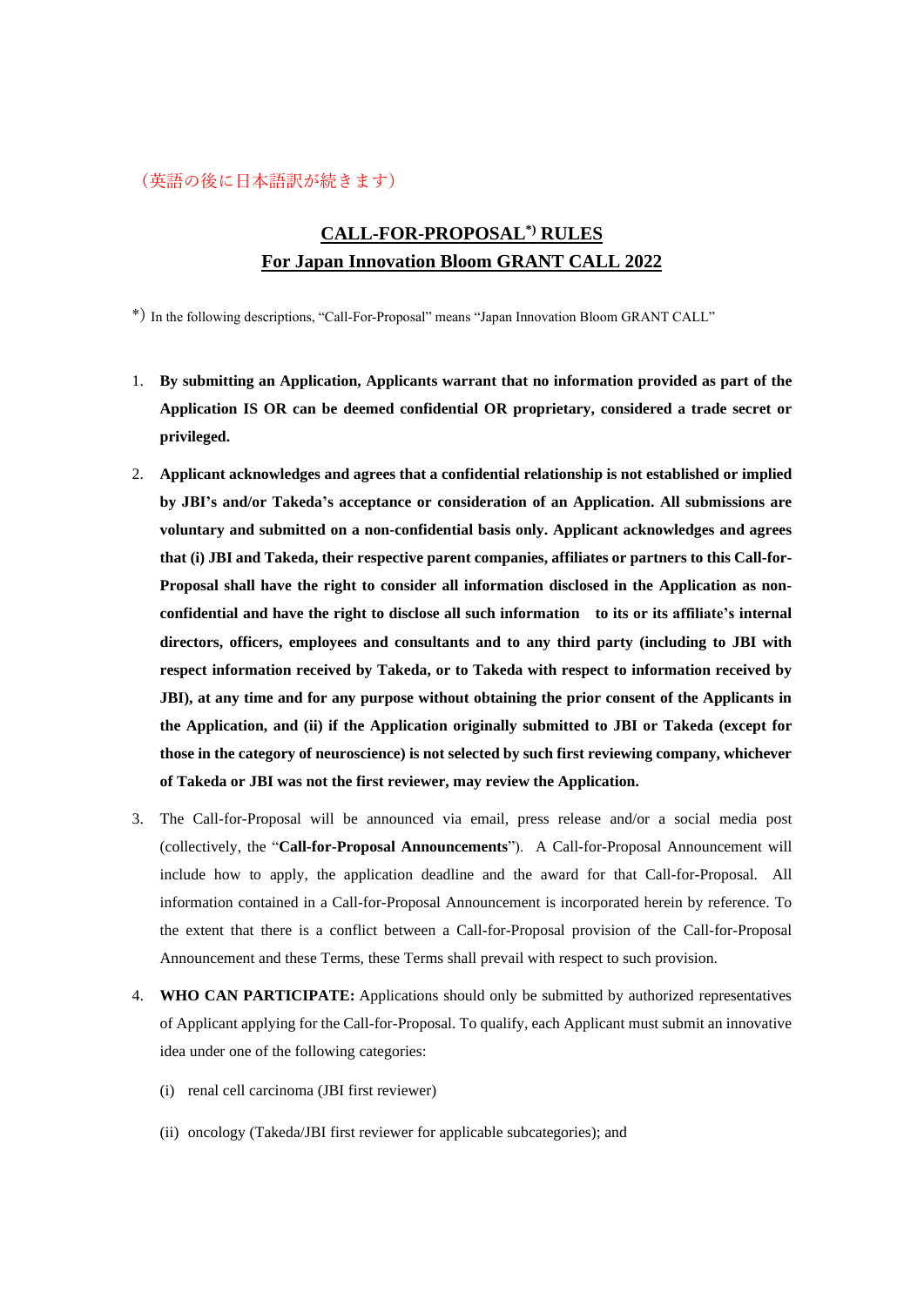（英語の後に日本語訳が続きます）

# CALL-FOR-PROPOSAL*) RULES
# For Japan Innovation Bloom GRANT CALL 2022

*) In the following descriptions, “Call-For-Proposal” means “Japan Innovation Bloom GRANT CALL”

1. **By submitting an Application, Applicants warrant that no information provided as part of the Application IS OR can be deemed confidential OR proprietary, considered a trade secret or privileged.**

2. **Applicant acknowledges and agrees that a confidential relationship is not established or implied by JBI’s and/or Takeda’s acceptance or consideration of an Application. All submissions are voluntary and submitted on a non-confidential basis only. Applicant acknowledges and agrees that (i) JBI and Takeda, their respective parent companies, affiliates or partners to this Call-for-Proposal shall have the right to consider all information disclosed in the Application as non-confidential and have the right to disclose all such information to its or its affiliate’s internal directors, officers, employees and consultants and to any third party (including to JBI with respect information received by Takeda, or to Takeda with respect to information received by JBI), at any time and for any purpose without obtaining the prior consent of the Applicants in the Application, and (ii) if the Application originally submitted to JBI or Takeda (except for those in the category of neuroscience) is not selected by such first reviewing company, whichever of Takeda or JBI was not the first reviewer, may review the Application.**

3. The Call-for-Proposal will be announced via email, press release and/or a social media post (collectively, the “**Call-for-Proposal Announcements**”). A Call-for-Proposal Announcement will include how to apply, the application deadline and the award for that Call-for-Proposal. All information contained in a Call-for-Proposal Announcement is incorporated herein by reference. To the extent that there is a conflict between a Call-for-Proposal provision of the Call-for-Proposal Announcement and these Terms, these Terms shall prevail with respect to such provision.

4. **WHO CAN PARTICIPATE:** Applications should only be submitted by authorized representatives of Applicant applying for the Call-for-Proposal. To qualify, each Applicant must submit an innovative idea under one of the following categories:

   (i) renal cell carcinoma (JBI first reviewer)

   (ii) oncology (Takeda/JBI first reviewer for applicable subcategories); and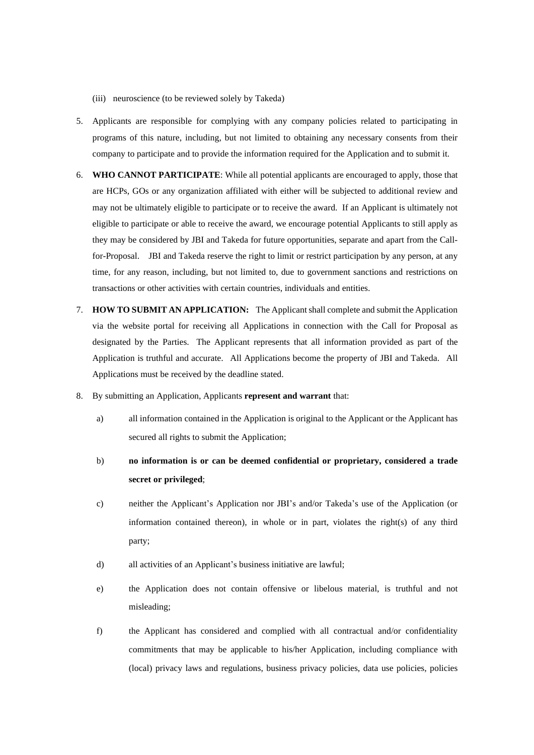(iii) neuroscience (to be reviewed solely by Takeda)

5. Applicants are responsible for complying with any company policies related to participating in programs of this nature, including, but not limited to obtaining any necessary consents from their company to participate and to provide the information required for the Application and to submit it.

6. **WHO CANNOT PARTICIPATE**: While all potential applicants are encouraged to apply, those that are HCPs, GOs or any organization affiliated with either will be subjected to additional review and may not be ultimately eligible to participate or to receive the award. If an Applicant is ultimately not eligible to participate or able to receive the award, we encourage potential Applicants to still apply as they may be considered by JBI and Takeda for future opportunities, separate and apart from the Call-for-Proposal. JBI and Takeda reserve the right to limit or restrict participation by any person, at any time, for any reason, including, but not limited to, due to government sanctions and restrictions on transactions or other activities with certain countries, individuals and entities.

7. **HOW TO SUBMIT AN APPLICATION:** The Applicant shall complete and submit the Application via the website portal for receiving all Applications in connection with the Call for Proposal as designated by the Parties. The Applicant represents that all information provided as part of the Application is truthful and accurate. All Applications become the property of JBI and Takeda. All Applications must be received by the deadline stated.

8. By submitting an Application, Applicants **represent and warrant** that:

   a) all information contained in the Application is original to the Applicant or the Applicant has secured all rights to submit the Application;

   b) **no information is or can be deemed confidential or proprietary, considered a trade secret or privileged**;

   c) neither the Applicant's Application nor JBI's and/or Takeda's use of the Application (or information contained thereon), in whole or in part, violates the right(s) of any third party;

   d) all activities of an Applicant's business initiative are lawful;

   e) the Application does not contain offensive or libelous material, is truthful and not misleading;

   f) the Applicant has considered and complied with all contractual and/or confidentiality commitments that may be applicable to his/her Application, including compliance with (local) privacy laws and regulations, business privacy policies, data use policies, policies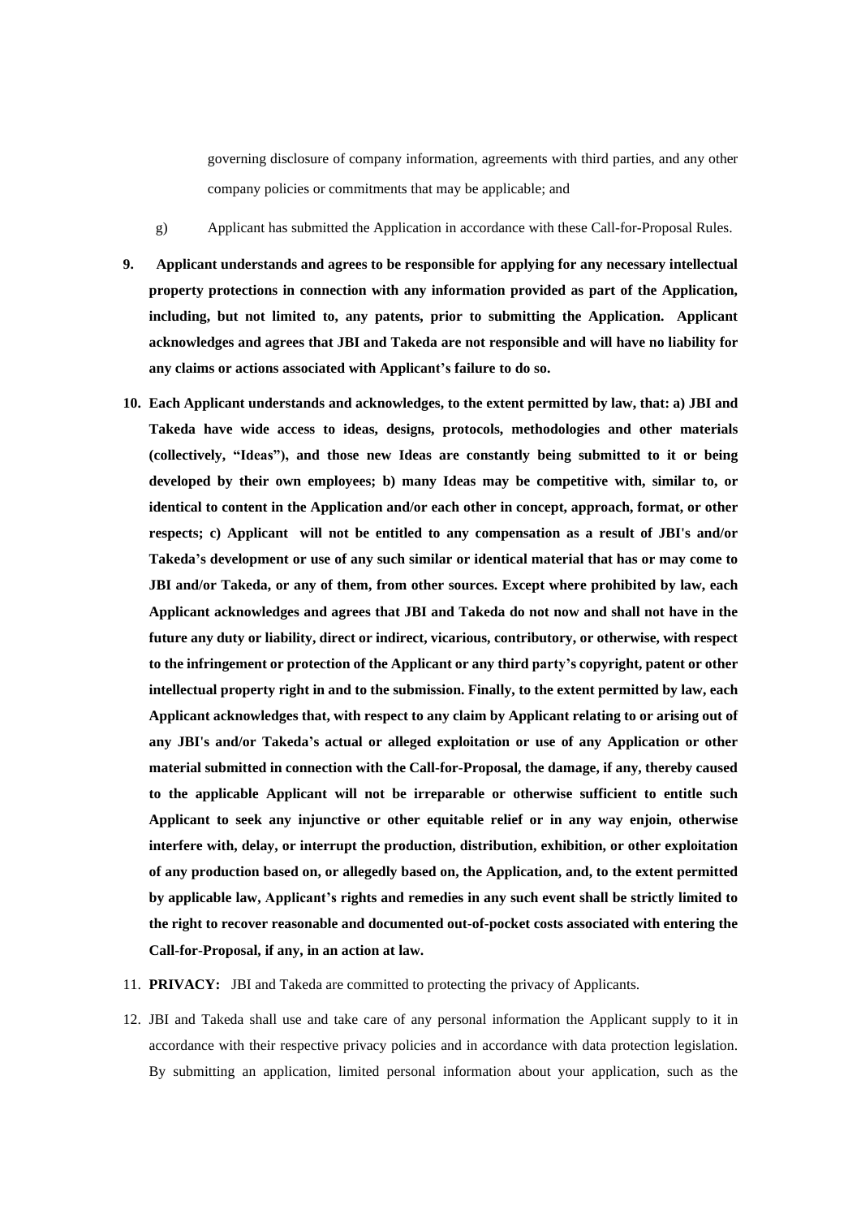governing disclosure of company information, agreements with third parties, and any other company policies or commitments that may be applicable; and

g) Applicant has submitted the Application in accordance with these Call-for-Proposal Rules.

9. **Applicant understands and agrees to be responsible for applying for any necessary intellectual property protections in connection with any information provided as part of the Application, including, but not limited to, any patents, prior to submitting the Application. Applicant acknowledges and agrees that JBI and Takeda are not responsible and will have no liability for any claims or actions associated with Applicant's failure to do so.**

10. **Each Applicant understands and acknowledges, to the extent permitted by law, that: a) JBI and Takeda have wide access to ideas, designs, protocols, methodologies and other materials (collectively, "Ideas"), and those new Ideas are constantly being submitted to it or being developed by their own employees; b) many Ideas may be competitive with, similar to, or identical to content in the Application and/or each other in concept, approach, format, or other respects; c) Applicant will not be entitled to any compensation as a result of JBI's and/or Takeda's development or use of any such similar or identical material that has or may come to JBI and/or Takeda, or any of them, from other sources. Except where prohibited by law, each Applicant acknowledges and agrees that JBI and Takeda do not now and shall not have in the future any duty or liability, direct or indirect, vicarious, contributory, or otherwise, with respect to the infringement or protection of the Applicant or any third party's copyright, patent or other intellectual property right in and to the submission. Finally, to the extent permitted by law, each Applicant acknowledges that, with respect to any claim by Applicant relating to or arising out of any JBI's and/or Takeda's actual or alleged exploitation or use of any Application or other material submitted in connection with the Call-for-Proposal, the damage, if any, thereby caused to the applicable Applicant will not be irreparable or otherwise sufficient to entitle such Applicant to seek any injunctive or other equitable relief or in any way enjoin, otherwise interfere with, delay, or interrupt the production, distribution, exhibition, or other exploitation of any production based on, or allegedly based on, the Application, and, to the extent permitted by applicable law, Applicant's rights and remedies in any such event shall be strictly limited to the right to recover reasonable and documented out-of-pocket costs associated with entering the Call-for-Proposal, if any, in an action at law.**

11. **PRIVACY:** JBI and Takeda are committed to protecting the privacy of Applicants.

12. JBI and Takeda shall use and take care of any personal information the Applicant supply to it in accordance with their respective privacy policies and in accordance with data protection legislation. By submitting an application, limited personal information about your application, such as the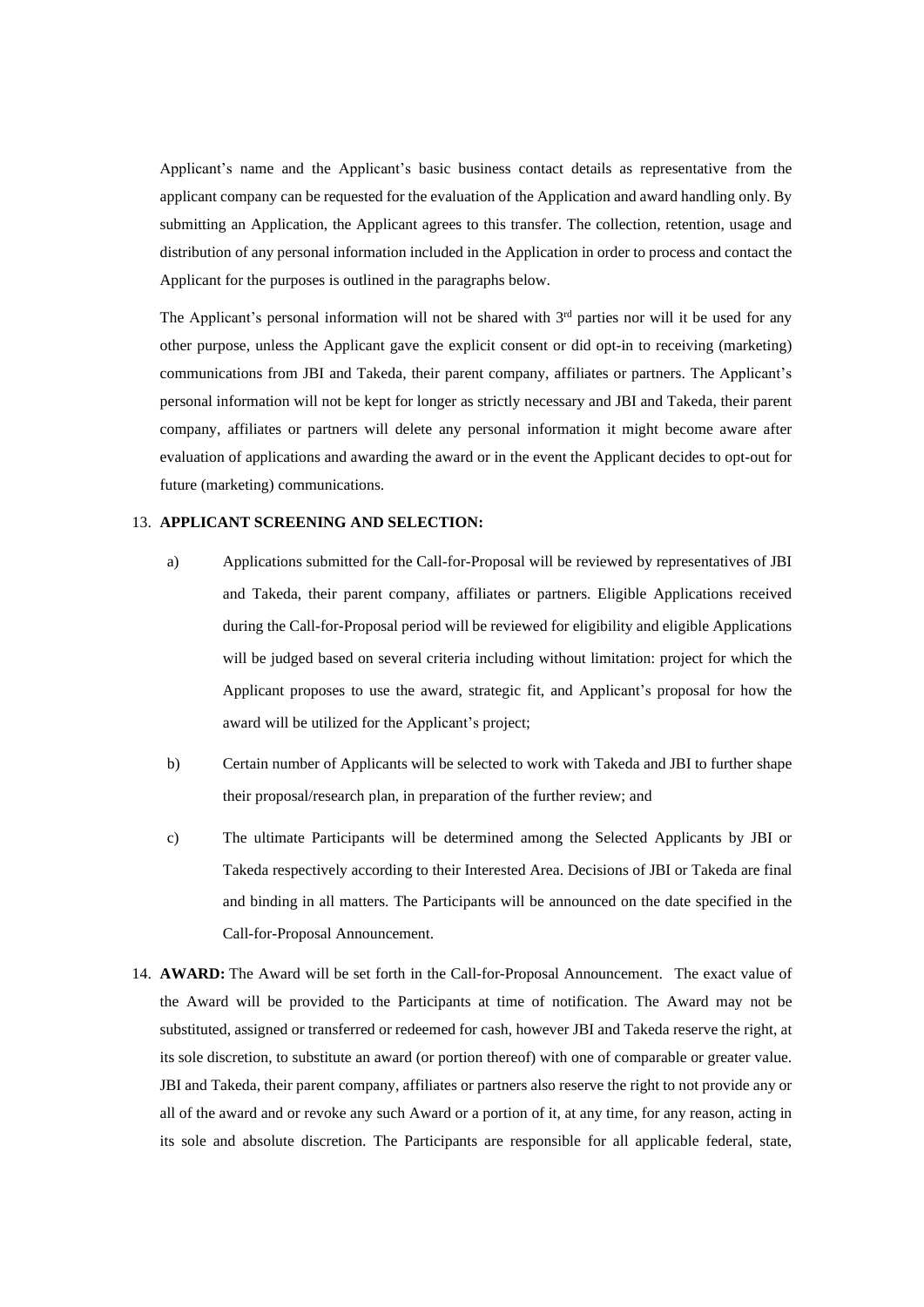Applicant's name and the Applicant's basic business contact details as representative from the applicant company can be requested for the evaluation of the Application and award handling only. By submitting an Application, the Applicant agrees to this transfer. The collection, retention, usage and distribution of any personal information included in the Application in order to process and contact the Applicant for the purposes is outlined in the paragraphs below.

The Applicant's personal information will not be shared with 3rd parties nor will it be used for any other purpose, unless the Applicant gave the explicit consent or did opt-in to receiving (marketing) communications from JBI and Takeda, their parent company, affiliates or partners. The Applicant's personal information will not be kept for longer as strictly necessary and JBI and Takeda, their parent company, affiliates or partners will delete any personal information it might become aware after evaluation of applications and awarding the award or in the event the Applicant decides to opt-out for future (marketing) communications.

13. **APPLICANT SCREENING AND SELECTION:**

    a) Applications submitted for the Call-for-Proposal will be reviewed by representatives of JBI and Takeda, their parent company, affiliates or partners. Eligible Applications received during the Call-for-Proposal period will be reviewed for eligibility and eligible Applications will be judged based on several criteria including without limitation: project for which the Applicant proposes to use the award, strategic fit, and Applicant's proposal for how the award will be utilized for the Applicant's project;

    b) Certain number of Applicants will be selected to work with Takeda and JBI to further shape their proposal/research plan, in preparation of the further review; and

    c) The ultimate Participants will be determined among the Selected Applicants by JBI or Takeda respectively according to their Interested Area. Decisions of JBI or Takeda are final and binding in all matters. The Participants will be announced on the date specified in the Call-for-Proposal Announcement.

14. **AWARD:** The Award will be set forth in the Call-for-Proposal Announcement. The exact value of the Award will be provided to the Participants at time of notification. The Award may not be substituted, assigned or transferred or redeemed for cash, however JBI and Takeda reserve the right, at its sole discretion, to substitute an award (or portion thereof) with one of comparable or greater value. JBI and Takeda, their parent company, affiliates or partners also reserve the right to not provide any or all of the award and or revoke any such Award or a portion of it, at any time, for any reason, acting in its sole and absolute discretion. The Participants are responsible for all applicable federal, state,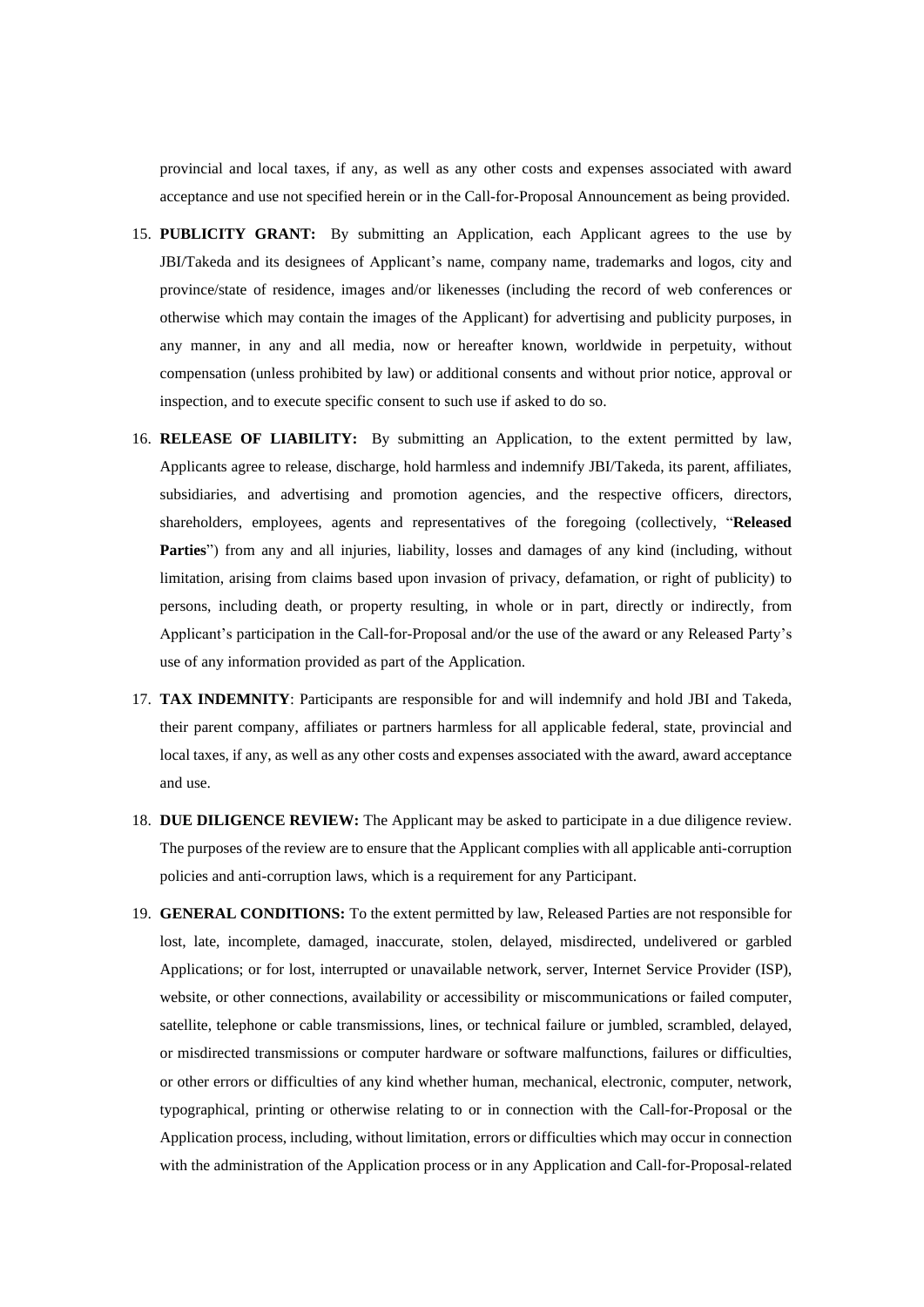provincial and local taxes, if any, as well as any other costs and expenses associated with award acceptance and use not specified herein or in the Call-for-Proposal Announcement as being provided.

15. **PUBLICITY GRANT:** By submitting an Application, each Applicant agrees to the use by JBI/Takeda and its designees of Applicant's name, company name, trademarks and logos, city and province/state of residence, images and/or likenesses (including the record of web conferences or otherwise which may contain the images of the Applicant) for advertising and publicity purposes, in any manner, in any and all media, now or hereafter known, worldwide in perpetuity, without compensation (unless prohibited by law) or additional consents and without prior notice, approval or inspection, and to execute specific consent to such use if asked to do so.

16. **RELEASE OF LIABILITY:** By submitting an Application, to the extent permitted by law, Applicants agree to release, discharge, hold harmless and indemnify JBI/Takeda, its parent, affiliates, subsidiaries, and advertising and promotion agencies, and the respective officers, directors, shareholders, employees, agents and representatives of the foregoing (collectively, "**Released Parties**") from any and all injuries, liability, losses and damages of any kind (including, without limitation, arising from claims based upon invasion of privacy, defamation, or right of publicity) to persons, including death, or property resulting, in whole or in part, directly or indirectly, from Applicant's participation in the Call-for-Proposal and/or the use of the award or any Released Party's use of any information provided as part of the Application.

17. **TAX INDEMNITY**: Participants are responsible for and will indemnify and hold JBI and Takeda, their parent company, affiliates or partners harmless for all applicable federal, state, provincial and local taxes, if any, as well as any other costs and expenses associated with the award, award acceptance and use.

18. **DUE DILIGENCE REVIEW:** The Applicant may be asked to participate in a due diligence review. The purposes of the review are to ensure that the Applicant complies with all applicable anti-corruption policies and anti-corruption laws, which is a requirement for any Participant.

19. **GENERAL CONDITIONS:** To the extent permitted by law, Released Parties are not responsible for lost, late, incomplete, damaged, inaccurate, stolen, delayed, misdirected, undelivered or garbled Applications; or for lost, interrupted or unavailable network, server, Internet Service Provider (ISP), website, or other connections, availability or accessibility or miscommunications or failed computer, satellite, telephone or cable transmissions, lines, or technical failure or jumbled, scrambled, delayed, or misdirected transmissions or computer hardware or software malfunctions, failures or difficulties, or other errors or difficulties of any kind whether human, mechanical, electronic, computer, network, typographical, printing or otherwise relating to or in connection with the Call-for-Proposal or the Application process, including, without limitation, errors or difficulties which may occur in connection with the administration of the Application process or in any Application and Call-for-Proposal-related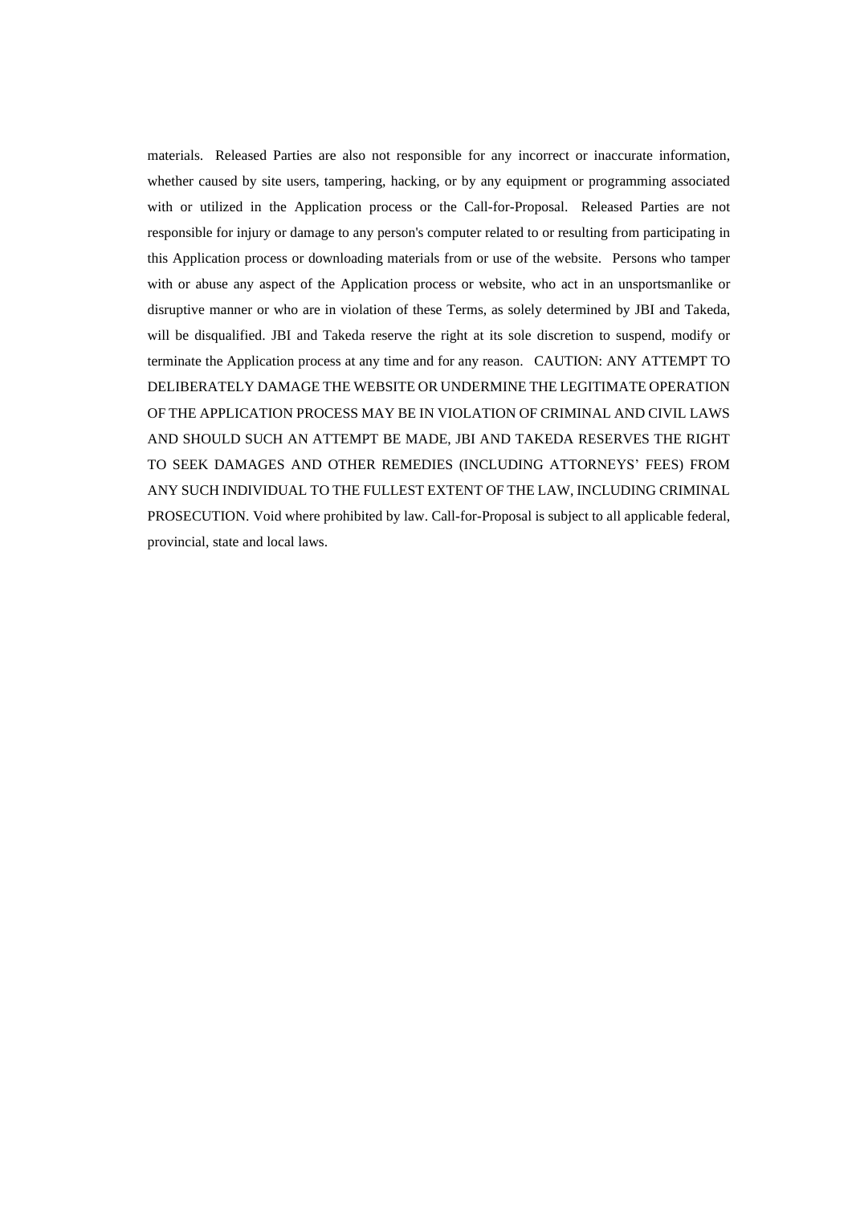materials. Released Parties are also not responsible for any incorrect or inaccurate information, whether caused by site users, tampering, hacking, or by any equipment or programming associated with or utilized in the Application process or the Call-for-Proposal. Released Parties are not responsible for injury or damage to any person's computer related to or resulting from participating in this Application process or downloading materials from or use of the website. Persons who tamper with or abuse any aspect of the Application process or website, who act in an unsportsmanlike or disruptive manner or who are in violation of these Terms, as solely determined by JBI and Takeda, will be disqualified. JBI and Takeda reserve the right at its sole discretion to suspend, modify or terminate the Application process at any time and for any reason. CAUTION: ANY ATTEMPT TO DELIBERATELY DAMAGE THE WEBSITE OR UNDERMINE THE LEGITIMATE OPERATION OF THE APPLICATION PROCESS MAY BE IN VIOLATION OF CRIMINAL AND CIVIL LAWS AND SHOULD SUCH AN ATTEMPT BE MADE, JBI AND TAKEDA RESERVES THE RIGHT TO SEEK DAMAGES AND OTHER REMEDIES (INCLUDING ATTORNEYS' FEES) FROM ANY SUCH INDIVIDUAL TO THE FULLEST EXTENT OF THE LAW, INCLUDING CRIMINAL PROSECUTION. Void where prohibited by law. Call-for-Proposal is subject to all applicable federal, provincial, state and local laws.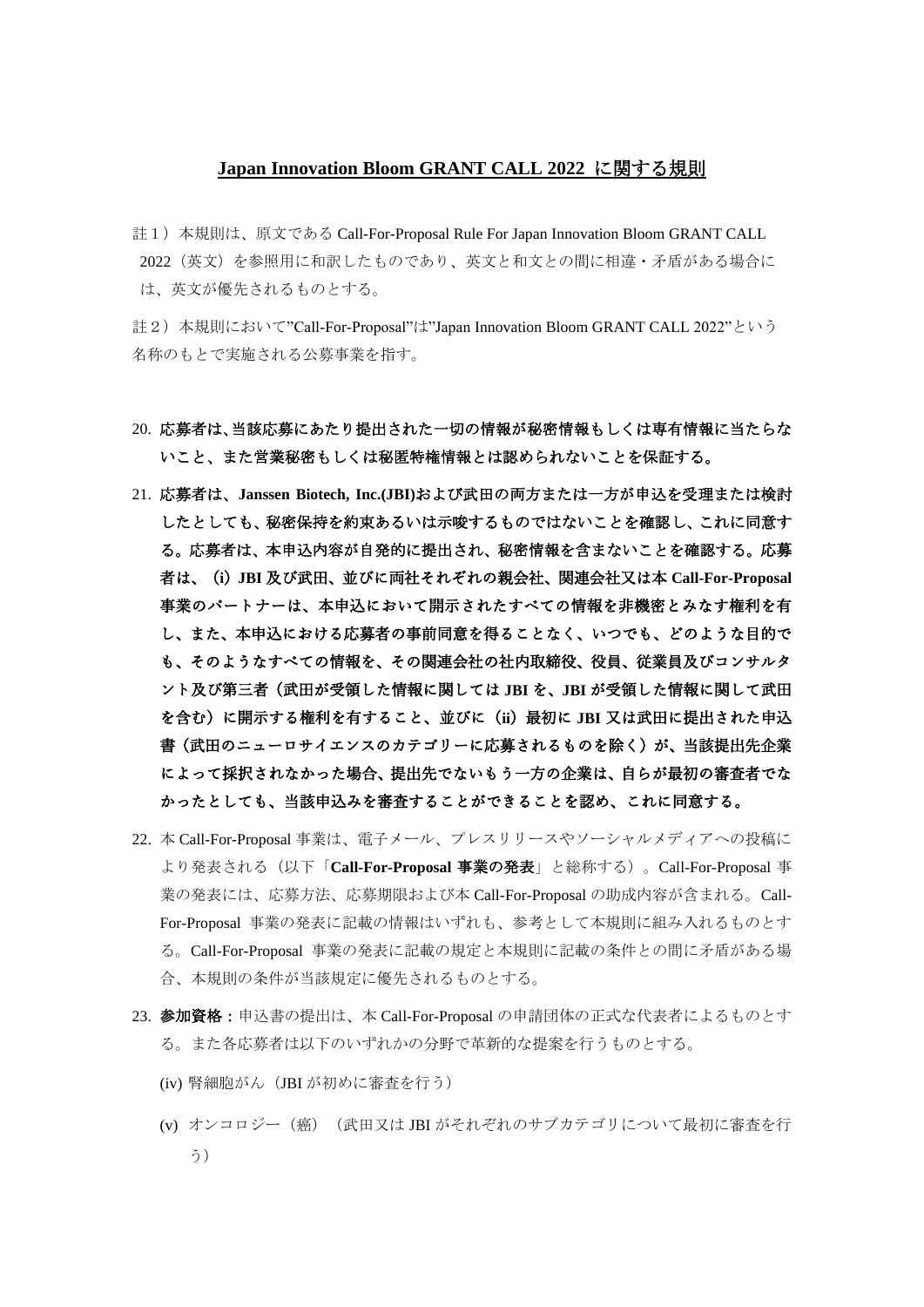## Japan Innovation Bloom GRANT CALL 2022 に関する規則

註１）本規則は、原文である Call-For-Proposal Rule For Japan Innovation Bloom GRANT CALL 2022（英文）を参照用に和訳したものであり、英文と和文との間に相違・矛盾がある場合には、英文が優先されるものとする。

註２）本規則において"Call-For-Proposal"は"Japan Innovation Bloom GRANT CALL 2022"という名称のもとで実施される公募事業を指す。

20. **応募者は、当該応募にあたり提出された一切の情報が秘密情報もしくは専有情報に当たらないこと、また営業秘密もしくは秘匿特権情報とは認められないことを保証する。**

21. **応募者は、Janssen Biotech, Inc.(JBI)および武田の両方または一方が申込を受理または検討したとしても、秘密保持を約束あるいは示唆するものではないことを確認し、これに同意する。応募者は、本申込内容が自発的に提出され、秘密情報を含まないことを確認する。応募者は、（i）JBI 及び武田、並びに両社それぞれの親会社、関連会社又は本 Call-For-Proposal 事業のパートナーは、本申込において開示されたすべての情報を非機密とみなす権利を有し、また、本申込における応募者の事前同意を得ることなく、いつでも、どのような目的でも、そのようなすべての情報を、その関連会社の社内取締役、役員、従業員及びコンサルタント及び第三者（武田が受領した情報に関しては JBI を、JBI が受領した情報に関して武田を含む）に開示する権利を有すること、並びに（ii）最初に JBI 又は武田に提出された申込書（武田のニューロサイエンスのカテゴリーに応募されるものを除く）が、当該提出先企業によって採択されなかった場合、提出先でないもう一方の企業は、自らが最初の審査者でなかったとしても、当該申込みを審査することができることを認め、これに同意する。**

22. 本 Call-For-Proposal 事業は、電子メール、プレスリリースやソーシャルメディアへの投稿により発表される（以下「**Call-For-Proposal 事業の発表**」と総称する）。Call-For-Proposal 事業の発表には、応募方法、応募期限および本 Call-For-Proposal の助成内容が含まれる。Call-For-Proposal 事業の発表に記載の情報はいずれも、参考として本規則に組み入れるものとする。Call-For-Proposal 事業の発表に記載の規定と本規則に記載の条件との間に矛盾がある場合、本規則の条件が当該規定に優先されるものとする。

23. **参加資格：**申込書の提出は、本 Call-For-Proposal の申請団体の正式な代表者によるものとする。また各応募者は以下のいずれかの分野で革新的な提案を行うものとする。

    (iv) 腎細胞がん（JBI が初めに審査を行う）

    (v) オンコロジー（癌）（武田又は JBI がそれぞれのサブカテゴリについて最初に審査を行う）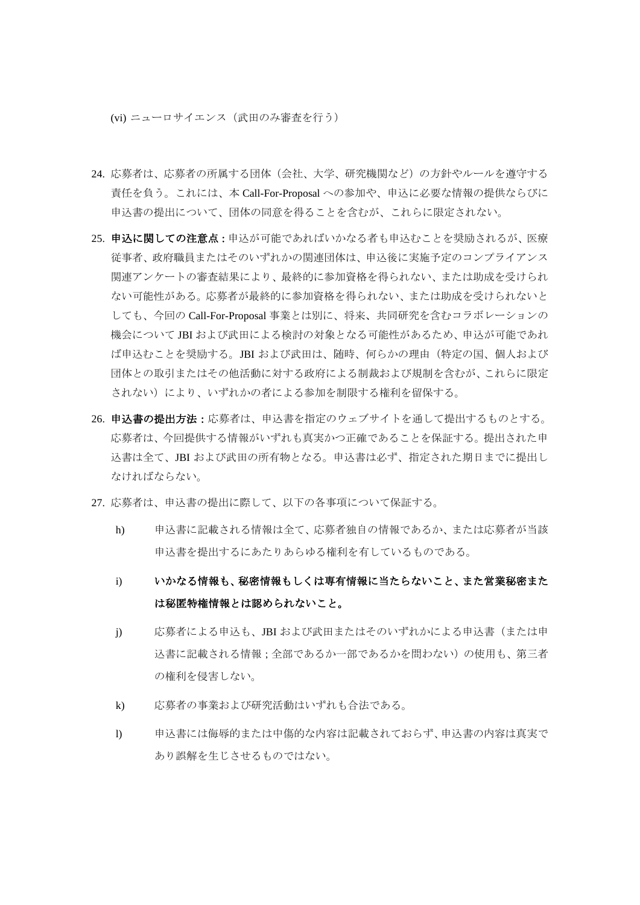(vi) ニューロサイエンス（武田のみ審査を行う）

24. 応募者は、応募者の所属する団体（会社、大学、研究機関など）の方針やルールを遵守する責任を負う。これには、本 Call-For-Proposal への参加や、申込に必要な情報の提供ならびに申込書の提出について、団体の同意を得ることを含むが、これらに限定されない。

25. **申込に関しての注意点：**申込が可能であればいかなる者も申込むことを奨励されるが、医療従事者、政府職員またはそのいずれかの関連団体は、申込後に実施予定のコンプライアンス関連アンケートの審査結果により、最終的に参加資格を得られない、または助成を受けられない可能性がある。応募者が最終的に参加資格を得られない、または助成を受けられないとしても、今回の Call-For-Proposal 事業とは別に、将来、共同研究を含むコラボレーションの機会について JBI および武田による検討の対象となる可能性があるため、申込が可能であれば申込むことを奨励する。JBI および武田は、随時、何らかの理由（特定の国、個人および団体との取引またはその他活動に対する政府による制裁および規制を含むが、これらに限定されない）により、いずれかの者による参加を制限する権利を留保する。

26. **申込書の提出方法：**応募者は、申込書を指定のウェブサイトを通して提出するものとする。応募者は、今回提供する情報がいずれも真実かつ正確であることを保証する。提出された申込書は全て、JBI および武田の所有物となる。申込書は必ず、指定された期日までに提出しなければならない。

27. 応募者は、申込書の提出に際して、以下の各事項について保証する。

    h) 申込書に記載される情報は全て、応募者独自の情報であるか、または応募者が当該申込書を提出するにあたりあらゆる権利を有しているものである。

    i) **いかなる情報も、秘密情報もしくは専有情報に当たらないこと、また営業秘密または秘匿特権情報とは認められないこと。**

    j) 応募者による申込も、JBI および武田またはそのいずれかによる申込書（または申込書に記載される情報；全部であるか一部であるかを問わない）の使用も、第三者の権利を侵害しない。

    k) 応募者の事業および研究活動はいずれも合法である。

    l) 申込書には侮辱的または中傷的な内容は記載されておらず、申込書の内容は真実であり誤解を生じさせるものではない。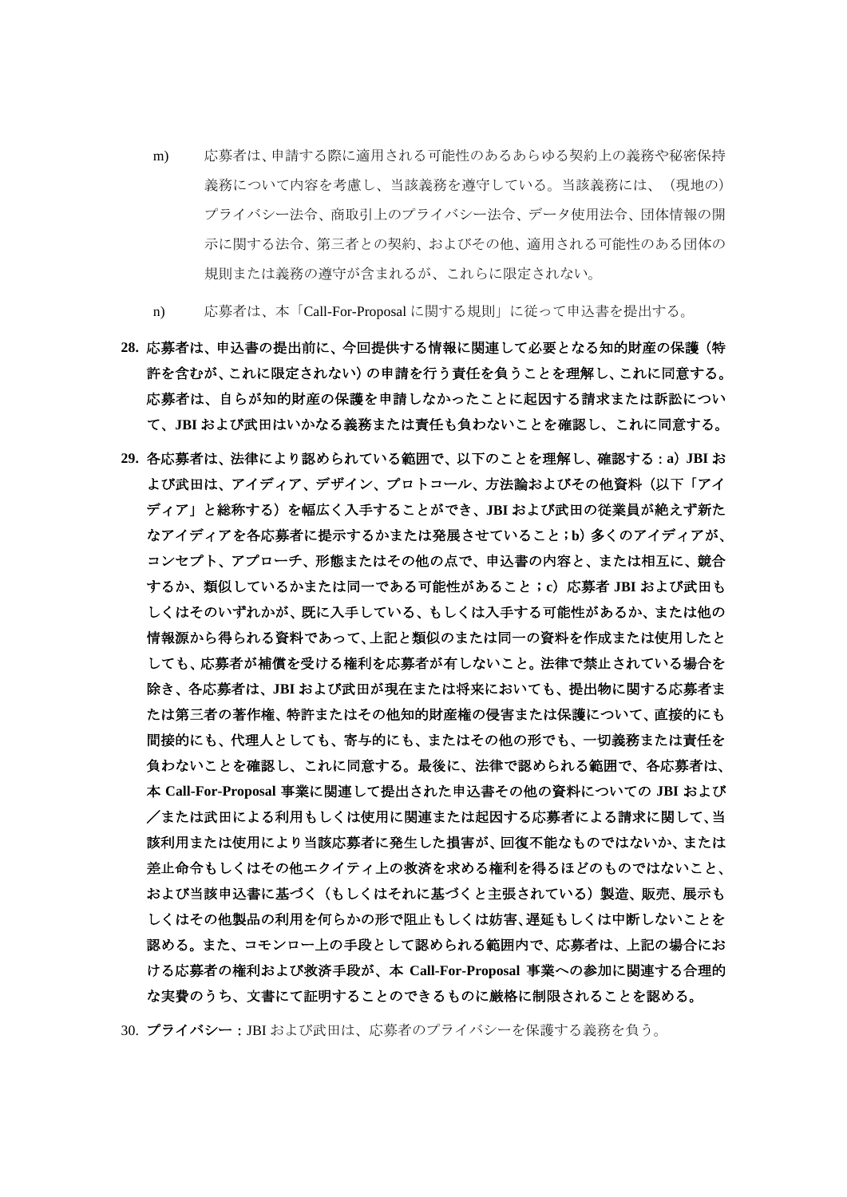m) 応募者は、申請する際に適用される可能性のあるあらゆる契約上の義務や秘密保持義務について内容を考慮し、当該義務を遵守している。当該義務には、（現地の）プライバシー法令、商取引上のプライバシー法令、データ使用法令、団体情報の開示に関する法令、第三者との契約、およびその他、適用される可能性のある団体の規則または義務の遵守が含まれるが、これらに限定されない。

n) 応募者は、本「Call-For-Proposal に関する規則」に従って申込書を提出する。

**28. 応募者は、申込書の提出前に、今回提供する情報に関連して必要となる知的財産の保護（特許を含むが、これに限定されない）の申請を行う責任を負うことを理解し、これに同意する。応募者は、自らが知的財産の保護を申請しなかったことに起因する請求または訴訟について、JBI および武田はいかなる義務または責任も負わないことを確認し、これに同意する。**

**29. 各応募者は、法律により認められている範囲で、以下のことを理解し、確認する：a）JBI および武田は、アイディア、デザイン、プロトコール、方法論およびその他資料（以下「アイディア」と総称する）を幅広く入手することができ、JBI および武田の従業員が絶えず新たなアイディアを各応募者に提示するかまたは発展させていること；b）多くのアイディアが、コンセプト、アプローチ、形態またはその他の点で、申込書の内容と、または相互に、競合するか、類似しているかまたは同一である可能性があること；c）応募者 JBI および武田もしくはそのいずれかが、既に入手している、もしくは入手する可能性があるか、または他の情報源から得られる資料であって、上記と類似のまたは同一の資料を作成または使用したとしても、応募者が補償を受ける権利を応募者が有しないこと。法律で禁止されている場合を除き、各応募者は、JBI および武田が現在または将来においても、提出物に関する応募者または第三者の著作権、特許またはその他知的財産権の侵害または保護について、直接的にも間接的にも、代理人としても、寄与的にも、またはその他の形でも、一切義務または責任を負わないことを確認し、これに同意する。最後に、法律で認められる範囲で、各応募者は、本 Call-For-Proposal 事業に関連して提出された申込書その他の資料についての JBI および／または武田による利用もしくは使用に関連または起因する応募者による請求に関して、当該利用または使用により当該応募者に発生した損害が、回復不能なものではないか、または差止命令もしくはその他エクイティ上の救済を求める権利を得るほどのものではないこと、および当該申込書に基づく（もしくはそれに基づくと主張されている）製造、販売、展示もしくはその他製品の利用を何らかの形で阻止もしくは妨害、遅延もしくは中断しないことを認める。また、コモンロー上の手段として認められる範囲内で、応募者は、上記の場合における応募者の権利および救済手段が、本 Call-For-Proposal 事業への参加に関連する合理的な実費のうち、文書にて証明することのできるものに厳格に制限されることを認める。**

30. **プライバシー：**JBI および武田は、応募者のプライバシーを保護する義務を負う。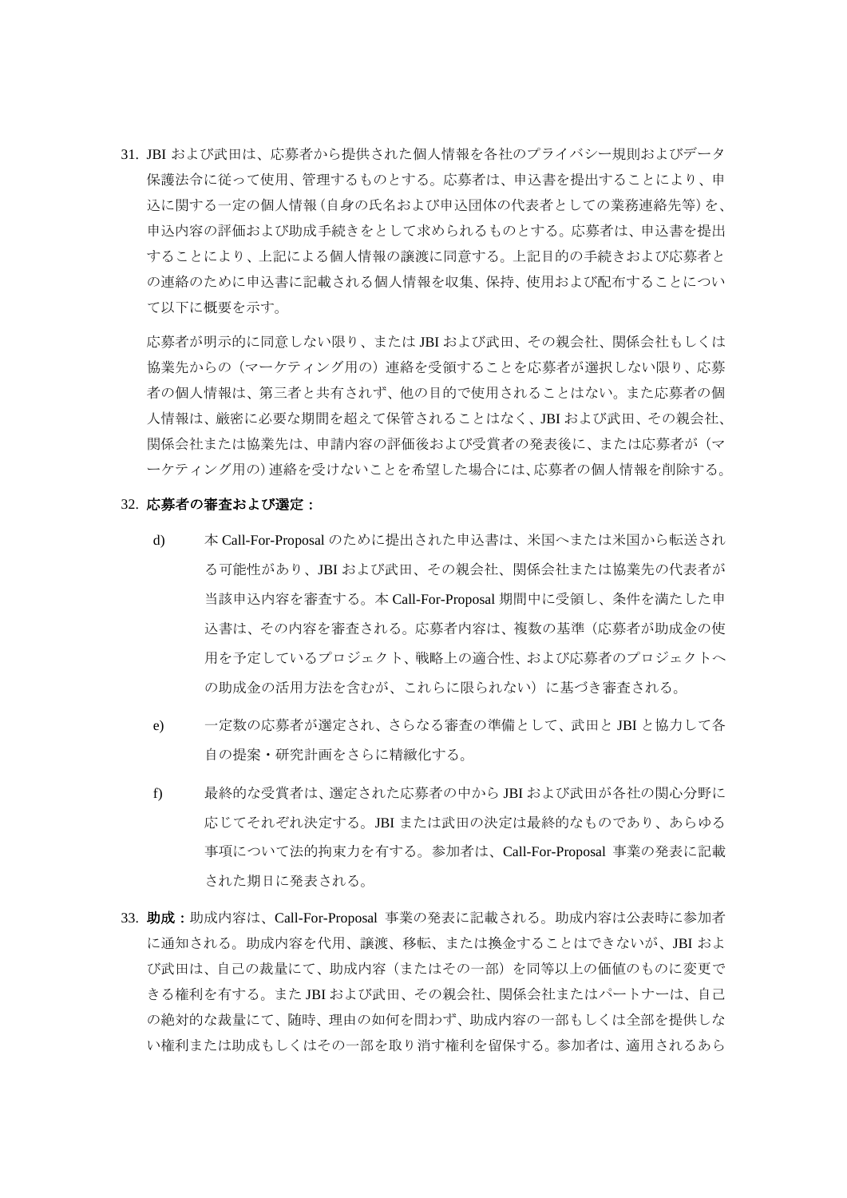31. JBI および武田は、応募者から提供された個人情報を各社のプライバシー規則およびデータ保護法令に従って使用、管理するものとする。応募者は、申込書を提出することにより、申込に関する一定の個人情報（自身の氏名および申込団体の代表者としての業務連絡先等）を、申込内容の評価および助成手続きをとして求められるものとする。応募者は、申込書を提出することにより、上記による個人情報の譲渡に同意する。上記目的の手続きおよび応募者との連絡のために申込書に記載される個人情報を収集、保持、使用および配布することについて以下に概要を示す。

   応募者が明示的に同意しない限り、または JBI および武田、その親会社、関係会社もしくは協業先からの（マーケティング用の）連絡を受領することを応募者が選択しない限り、応募者の個人情報は、第三者と共有されず、他の目的で使用されることはない。また応募者の個人情報は、厳密に必要な期間を超えて保管されることはなく、JBI および武田、その親会社、関係会社または協業先は、申請内容の評価後および受賞者の発表後に、または応募者が（マーケティング用の）連絡を受けないことを希望した場合には、応募者の個人情報を削除する。

32. **応募者の審査および選定：**

   d) 本 Call-For-Proposal のために提出された申込書は、米国へまたは米国から転送される可能性があり、JBI および武田、その親会社、関係会社または協業先の代表者が当該申込内容を審査する。本 Call-For-Proposal 期間中に受領し、条件を満たした申込書は、その内容を審査される。応募者内容は、複数の基準（応募者が助成金の使用を予定しているプロジェクト、戦略上の適合性、および応募者のプロジェクトへの助成金の活用方法を含むが、これらに限られない）に基づき審査される。

   e) 一定数の応募者が選定され、さらなる審査の準備として、武田と JBI と協力して各自の提案・研究計画をさらに精緻化する。

   f) 最終的な受賞者は、選定された応募者の中から JBI および武田が各社の関心分野に応じてそれぞれ決定する。JBI または武田の決定は最終的なものであり、あらゆる事項について法的拘束力を有する。参加者は、Call-For-Proposal 事業の発表に記載された期日に発表される。

33. **助成：**助成内容は、Call-For-Proposal 事業の発表に記載される。助成内容は公表時に参加者に通知される。助成内容を代用、譲渡、移転、または換金することはできないが、JBI および武田は、自己の裁量にて、助成内容（またはその一部）を同等以上の価値のものに変更できる権利を有する。また JBI および武田、その親会社、関係会社またはパートナーは、自己の絶対的な裁量にて、随時、理由の如何を問わず、助成内容の一部もしくは全部を提供しない権利または助成もしくはその一部を取り消す権利を留保する。参加者は、適用されるあら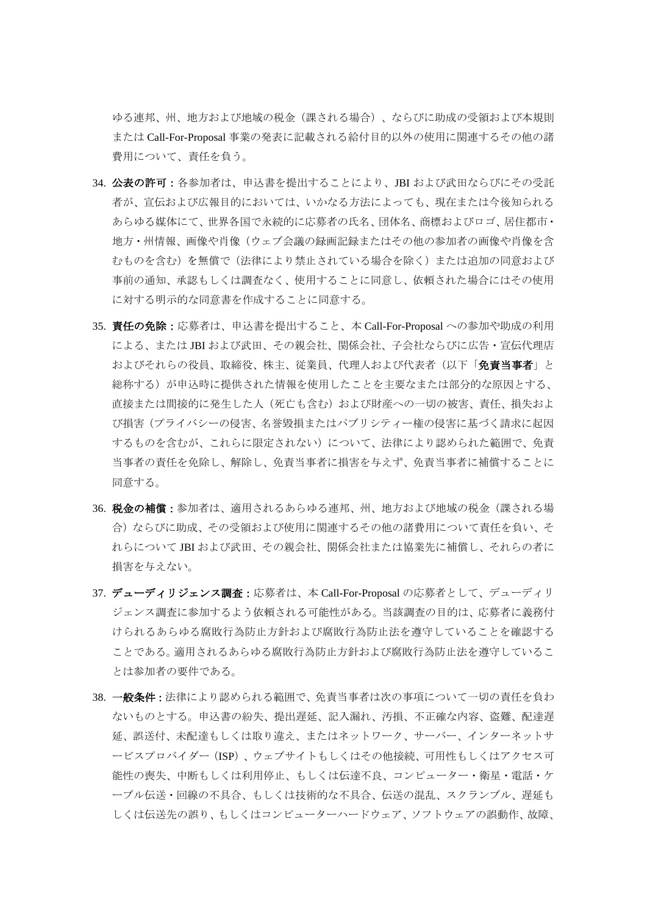ゆる連邦、州、地方および地域の税金（課される場合）、ならびに助成の受領および本規則または Call-For-Proposal 事業の発表に記載される給付目的以外の使用に関連するその他の諸費用について、責任を負う。

34. **公表の許可：**各参加者は、申込書を提出することにより、JBI および武田ならびにその受託者が、宣伝および広報目的においては、いかなる方法によっても、現在または今後知られるあらゆる媒体にて、世界各国で永続的に応募者の氏名、団体名、商標およびロゴ、居住都市・地方・州情報、画像や肖像（ウェブ会議の録画記録またはその他の参加者の画像や肖像を含むものを含む）を無償で（法律により禁止されている場合を除く）または追加の同意および事前の通知、承認もしくは調査なく、使用することに同意し、依頼された場合にはその使用に対する明示的な同意書を作成することに同意する。

35. **責任の免除：**応募者は、申込書を提出すること、本 Call-For-Proposal への参加や助成の利用による、または JBI および武田、その親会社、関係会社、子会社ならびに広告・宣伝代理店およびそれらの役員、取締役、株主、従業員、代理人および代表者（以下「**免責当事者**」と総称する）が申込時に提供された情報を使用したことを主要なまたは部分的な原因とする、直接または間接的に発生した人（死亡も含む）および財産への一切の被害、責任、損失および損害（プライバシーの侵害、名誉毀損またはパブリシティー権の侵害に基づく請求に起因するものを含むが、これらに限定されない）について、法律により認められた範囲で、免責当事者の責任を免除し、解除し、免責当事者に損害を与えず、免責当事者に補償することに同意する。

36. **税金の補償：**参加者は、適用されるあらゆる連邦、州、地方および地域の税金（課される場合）ならびに助成、その受領および使用に関連するその他の諸費用について責任を負い、それらについて JBI および武田、その親会社、関係会社または協業先に補償し、それらの者に損害を与えない。

37. **デューディリジェンス調査：**応募者は、本 Call-For-Proposal の応募者として、デューディリジェンス調査に参加するよう依頼される可能性がある。当該調査の目的は、応募者に義務付けられるあらゆる腐敗行為防止方針および腐敗行為防止法を遵守していることを確認することである。適用されるあらゆる腐敗行為防止方針および腐敗行為防止法を遵守していることは参加者の要件である。

38. **一般条件：**法律により認められる範囲で、免責当事者は次の事項について一切の責任を負わないものとする。申込書の紛失、提出遅延、記入漏れ、汚損、不正確な内容、盗難、配達遅延、誤送付、未配達もしくは取り違え、またはネットワーク、サーバー、インターネットサービスプロバイダー（ISP）、ウェブサイトもしくはその他接続、可用性もしくはアクセス可能性の喪失、中断もしくは利用停止、もしくは伝達不良、コンピューター・衛星・電話・ケーブル伝送・回線の不具合、もしくは技術的な不具合、伝送の混乱、スクランブル、遅延もしくは伝送先の誤り、もしくはコンピューターハードウェア、ソフトウェアの誤動作、故障、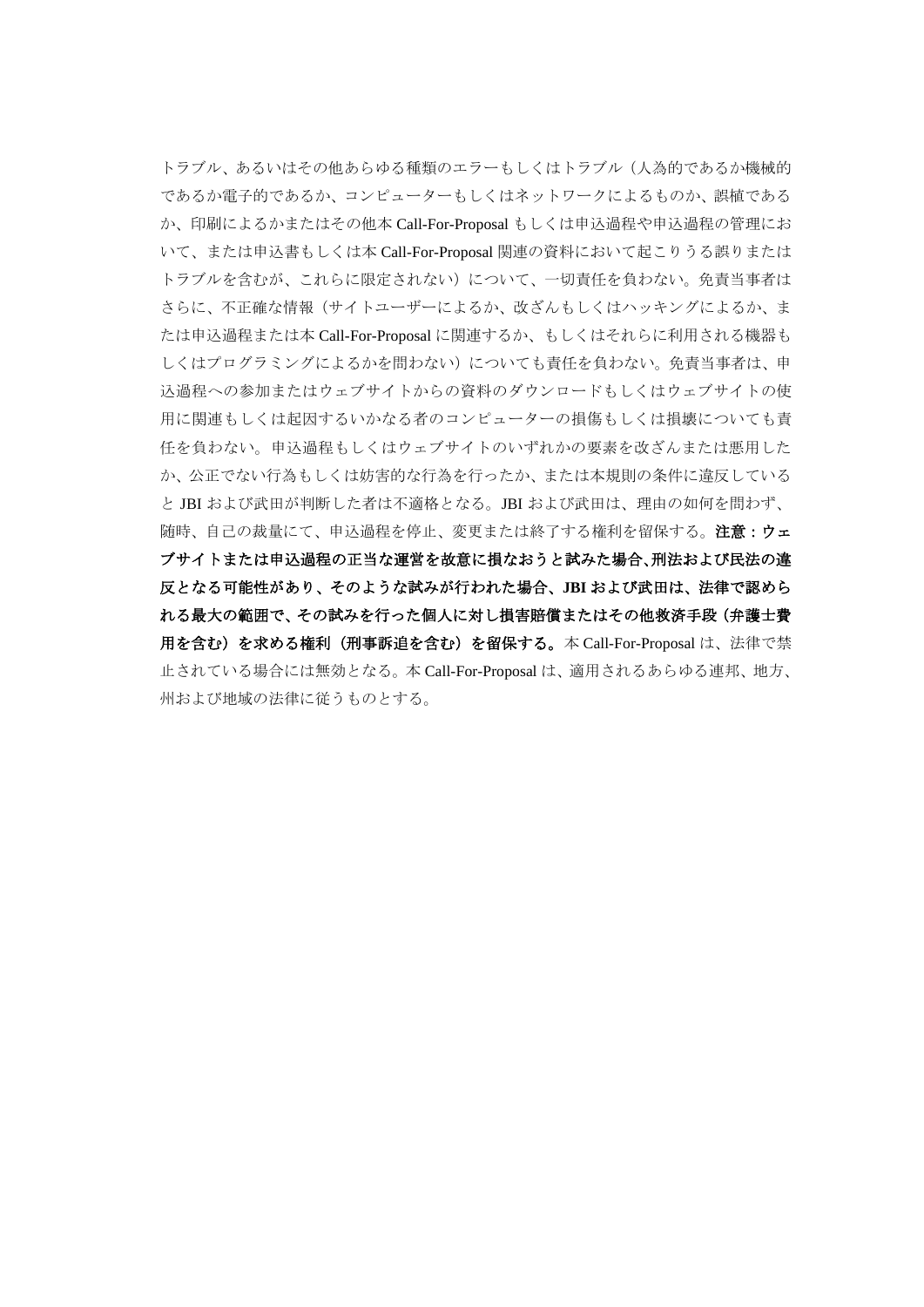トラブル、あるいはその他あらゆる種類のエラーもしくはトラブル（人為的であるか機械的であるか電子的であるか、コンピューターもしくはネットワークによるものか、誤植であるか、印刷によるかまたはその他本 Call-For-Proposal もしくは申込過程や申込過程の管理において、または申込書もしくは本 Call-For-Proposal 関連の資料において起こりうる誤りまたはトラブルを含むが、これらに限定されない）について、一切責任を負わない。免責当事者はさらに、不正確な情報（サイトユーザーによるか、改ざんもしくはハッキングによるか、または申込過程または本 Call-For-Proposal に関連するか、もしくはそれらに利用される機器もしくはプログラミングによるかを問わない）についても責任を負わない。免責当事者は、申込過程への参加またはウェブサイトからの資料のダウンロードもしくはウェブサイトの使用に関連もしくは起因するいかなる者のコンピューターの損傷もしくは損壊についても責任を負わない。申込過程もしくはウェブサイトのいずれかの要素を改ざんまたは悪用したか、公正でない行為もしくは妨害的な行為を行ったか、または本規則の条件に違反しているとJBI および武田が判断した者は不適格となる。JBI および武田は、理由の如何を問わず、随時、自己の裁量にて、申込過程を停止、変更または終了する権利を留保する。**注意：ウェブサイトまたは申込過程の正当な運営を故意に損なおうと試みた場合､刑法および民法の違反となる可能性があり、そのような試みが行われた場合、JBI および武田は、法律で認められる最大の範囲で、その試みを行った個人に対し損害賠償またはその他救済手段（弁護士費用を含む）を求める権利（刑事訴追を含む）を留保する。**本 Call-For-Proposal は、法律で禁止されている場合には無効となる。本 Call-For-Proposal は、適用されるあらゆる連邦、地方、州および地域の法律に従うものとする。